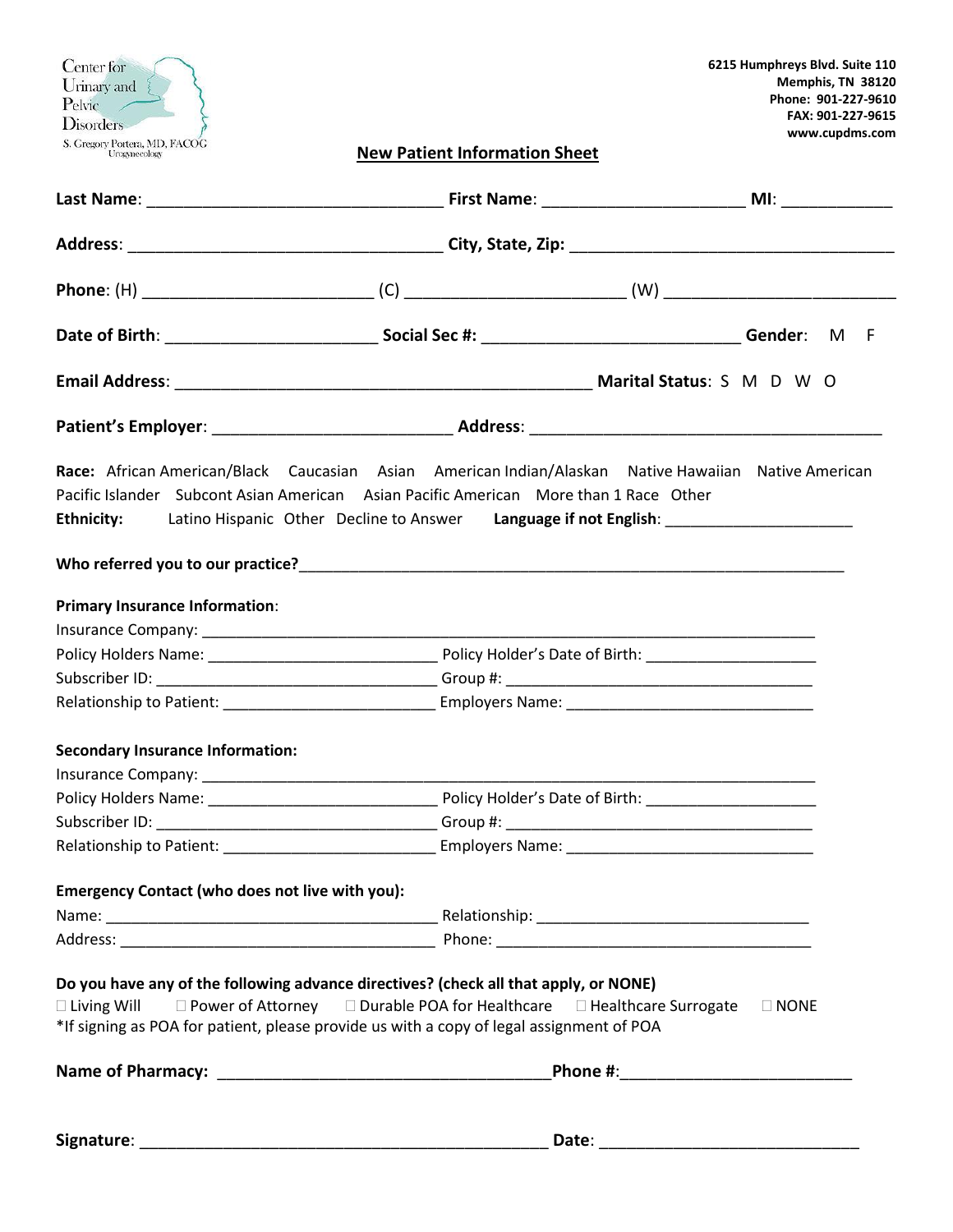Center for
Urinary and
Pelvic
Disorders
S. Gregory Portera, MD, FACOG
Urogynecology

6215 Humphreys Blvd. Suite 110
Memphis, TN 38120
Phone: 901-227-9610
FAX: 901-227-9615
www.cupdms.com

## New Patient Information Sheet

**Last Name**: ________________________________ **First Name**: _____________________ **MI**: ___________

**Address**: __________________________________ **City, State, Zip:** ___________________________________

**Phone**: (H) ________________________ (C) _______________________ (W) ________________________

**Date of Birth**: ______________________ **Social Sec #:** ___________________________ **Gender**: M F

**Email Address**: ______________________________________________ **Marital Status**: S M D W O

**Patient's Employer**: _________________________ **Address**: _____________________________________

**Race:** African American/Black Caucasian Asian American Indian/Alaskan Native Hawaiian Native American Pacific Islander Subcont Asian American Asian Pacific American More than 1 Race Other

**Ethnicity:** Latino Hispanic Other Decline to Answer **Language if not English**: ____________________

**Who referred you to our practice?**_____________________________________________________________

**Primary Insurance Information**:

Insurance Company: ______________________________________________________________________

Policy Holders Name: __________________________ Policy Holder's Date of Birth: ___________________

Subscriber ID: ________________________________ Group #: ___________________________________

Relationship to Patient: ________________________ Employers Name: ____________________________

**Secondary Insurance Information:**

Insurance Company: ______________________________________________________________________

Policy Holders Name: __________________________ Policy Holder's Date of Birth: ___________________

Subscriber ID: ________________________________ Group #: ___________________________________

Relationship to Patient: ________________________ Employers Name: ____________________________

**Emergency Contact (who does not live with you):**

Name: ______________________________________ Relationship: _______________________________

Address: ____________________________________ Phone: ____________________________________

**Do you have any of the following advance directives? (check all that apply, or NONE)**

☐ Living Will ☐ Power of Attorney ☐ Durable POA for Healthcare ☐ Healthcare Surrogate ☐ NONE

*If signing as POA for patient, please provide us with a copy of legal assignment of POA

**Name of Pharmacy:** ___________________________________**Phone #**:________________________

**Signature**: _____________________________________________ **Date**: ____________________________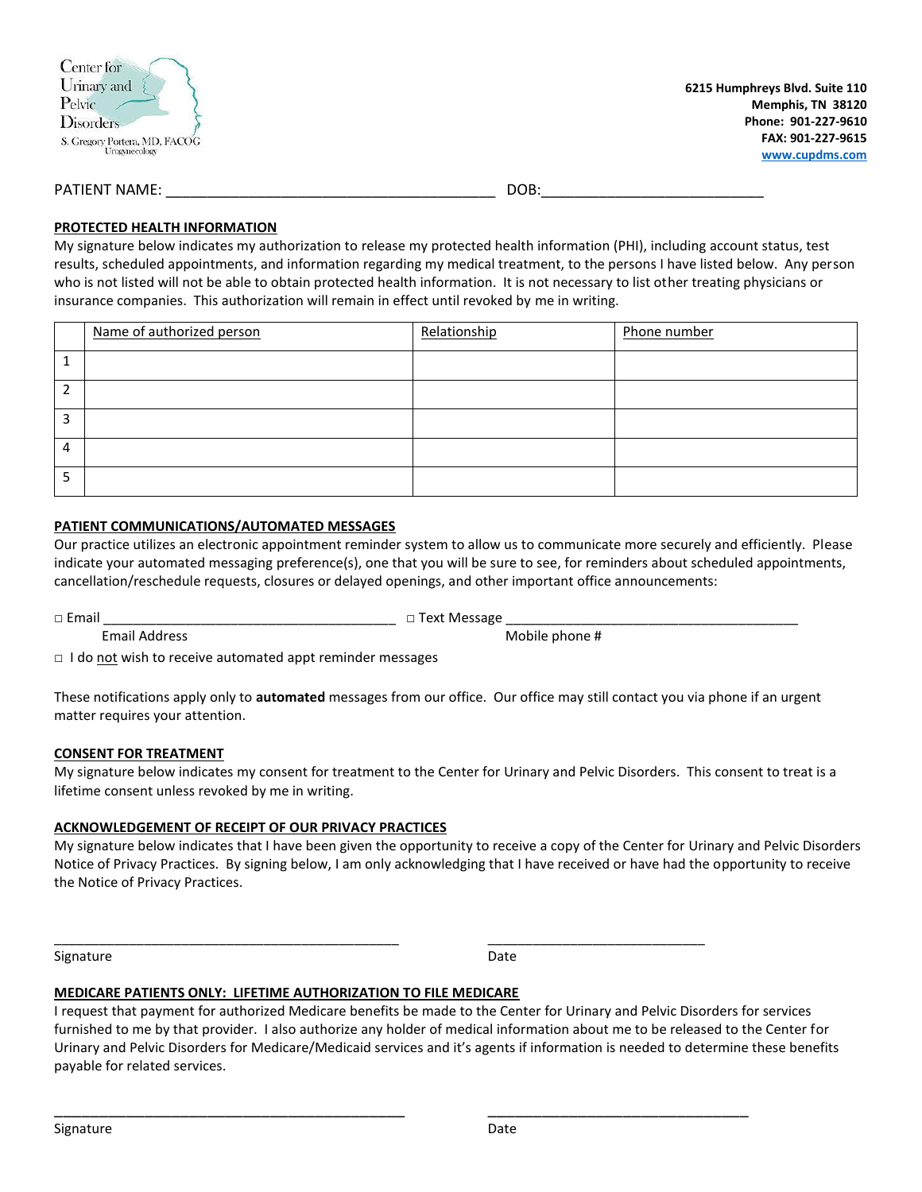Center for Urinary and Pelvic Disorders
S. Gregory Portera, MD, FACOG
Urogynecology

**6215 Humphreys Blvd. Suite 110**
**Memphis, TN 38120**
**Phone: 901-227-9610**
**FAX: 901-227-9615**
**www.cupdms.com**

PATIENT NAME: ________________________________________ DOB:__________________________

**PROTECTED HEALTH INFORMATION**

My signature below indicates my authorization to release my protected health information (PHI), including account status, test results, scheduled appointments, and information regarding my medical treatment, to the persons I have listed below. Any person who is not listed will not be able to obtain protected health information. It is not necessary to list other treating physicians or insurance companies. This authorization will remain in effect until revoked by me in writing.

| | Name of authorized person | Relationship | Phone number |
|---|---|---|---|
| 1 | | | |
| 2 | | | |
| 3 | | | |
| 4 | | | |
| 5 | | | |

**PATIENT COMMUNICATIONS/AUTOMATED MESSAGES**

Our practice utilizes an electronic appointment reminder system to allow us to communicate more securely and efficiently. Please indicate your automated messaging preference(s), one that you will be sure to see, for reminders about scheduled appointments, cancellation/reschedule requests, closures or delayed openings, and other important office announcements:

□ Email _______________________________________ □ Text Message _______________________________________
Email Address Mobile phone #

□ I do not wish to receive automated appt reminder messages

These notifications apply only to **automated** messages from our office. Our office may still contact you via phone if an urgent matter requires your attention.

**CONSENT FOR TREATMENT**

My signature below indicates my consent for treatment to the Center for Urinary and Pelvic Disorders. This consent to treat is a lifetime consent unless revoked by me in writing.

**ACKNOWLEDGEMENT OF RECEIPT OF OUR PRIVACY PRACTICES**

My signature below indicates that I have been given the opportunity to receive a copy of the Center for Urinary and Pelvic Disorders Notice of Privacy Practices. By signing below, I am only acknowledging that I have received or have had the opportunity to receive the Notice of Privacy Practices.

_______________________________________________ _____________________________
Signature Date

**MEDICARE PATIENTS ONLY: LIFETIME AUTHORIZATION TO FILE MEDICARE**

I request that payment for authorized Medicare benefits be made to the Center for Urinary and Pelvic Disorders for services furnished to me by that provider. I also authorize any holder of medical information about me to be released to the Center for Urinary and Pelvic Disorders for Medicare/Medicaid services and it's agents if information is needed to determine these benefits payable for related services.

_______________________________________________ _________________________________
Signature Date